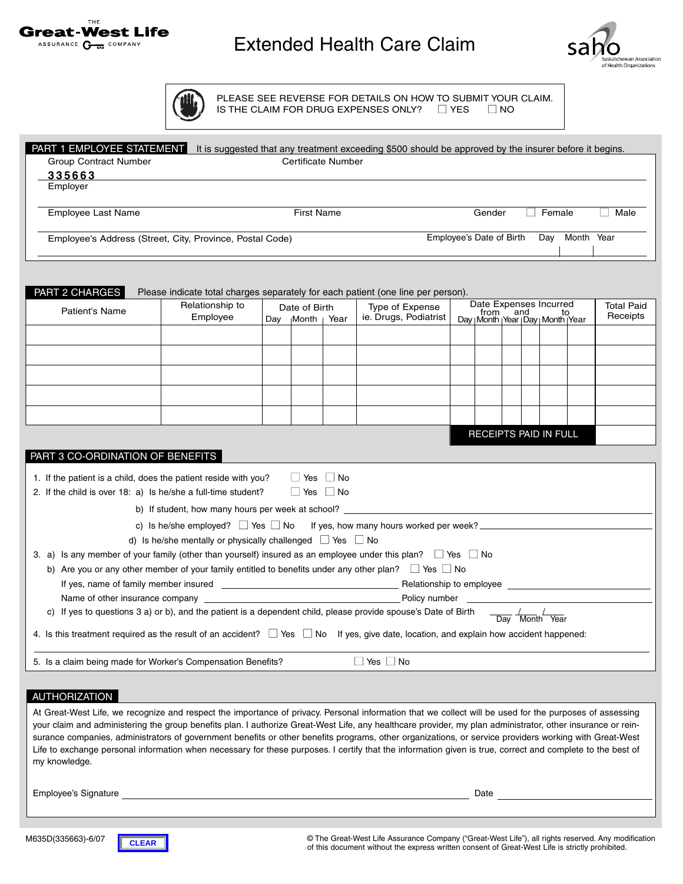THE Great-West Life ASSURANCE COMPANY

# Extended Health Care Claim

saho Saskatchewan Association of Health Organizations

PLEASE SEE REVERSE FOR DETAILS ON HOW TO SUBMIT YOUR CLAIM.
IS THE CLAIM FOR DRUG EXPENSES ONLY? ☐ YES ☐ NO

## PART 1 EMPLOYEE STATEMENT

It is suggested that any treatment exceeding $500 should be approved by the insurer before it begins.

Group Contract Number: 335663

Certificate Number

Employer

Employee Last Name

First Name

Gender ☐ Female ☐ Male

Employee's Address (Street, City, Province, Postal Code)

Employee's Date of Birth: Day Month Year

## PART 2 CHARGES

Please indicate total charges separately for each patient (one line per person).

| Patient's Name | Relationship to Employee | Date of Birth | | | Type of Expense ie. Drugs, Podiatrist | Date Expenses Incurred from and to | | | | | | Total Paid Receipts |
|---|---|---|---|---|---|---|---|---|---|---|---|---|
| | | Day | Month | Year | | Day | Month | Year | Day | Month | Year | |
| | | | | | | | | | | | | |
| | | | | | | | | | | | | |
| | | | | | | | | | | | | |
| | | | | | | | | | | | | |
| | | | | | | | | | | | | |
| | | | | | | RECEIPTS PAID IN FULL | | | | | | |

## PART 3 CO-ORDINATION OF BENEFITS

1. If the patient is a child, does the patient reside with you? ☐ Yes ☐ No
2. If the child is over 18: a) Is he/she a full-time student? ☐ Yes ☐ No
   b) If student, how many hours per week at school? ______
   c) Is he/she employed? ☐ Yes ☐ No If yes, how many hours worked per week? ______
   d) Is he/she mentally or physically challenged ☐ Yes ☐ No
3. a) Is any member of your family (other than yourself) insured as an employee under this plan? ☐ Yes ☐ No
   b) Are you or any other member of your family entitled to benefits under any other plan? ☐ Yes ☐ No
   If yes, name of family member insured ______ Relationship to employee ______
   Name of other insurance company ______ Policy number ______
   c) If yes to questions 3 a) or b), and the patient is a dependent child, please provide spouse's Date of Birth ___/___/___ (Day Month Year)
4. Is this treatment required as the result of an accident? ☐ Yes ☐ No If yes, give date, location, and explain how accident happened:
5. Is a claim being made for Worker's Compensation Benefits? ☐ Yes ☐ No

## AUTHORIZATION

At Great-West Life, we recognize and respect the importance of privacy. Personal information that we collect will be used for the purposes of assessing your claim and administering the group benefits plan. I authorize Great-West Life, any healthcare provider, my plan administrator, other insurance or reinsurance companies, administrators of government benefits or other benefits programs, other organizations, or service providers working with Great-West Life to exchange personal information when necessary for these purposes. I certify that the information given is true, correct and complete to the best of my knowledge.

Employee's Signature ______________________ Date ____________

M635D(335663)-6/07

CLEAR

© The Great-West Life Assurance Company ("Great-West Life"), all rights reserved. Any modification of this document without the express written consent of Great-West Life is strictly prohibited.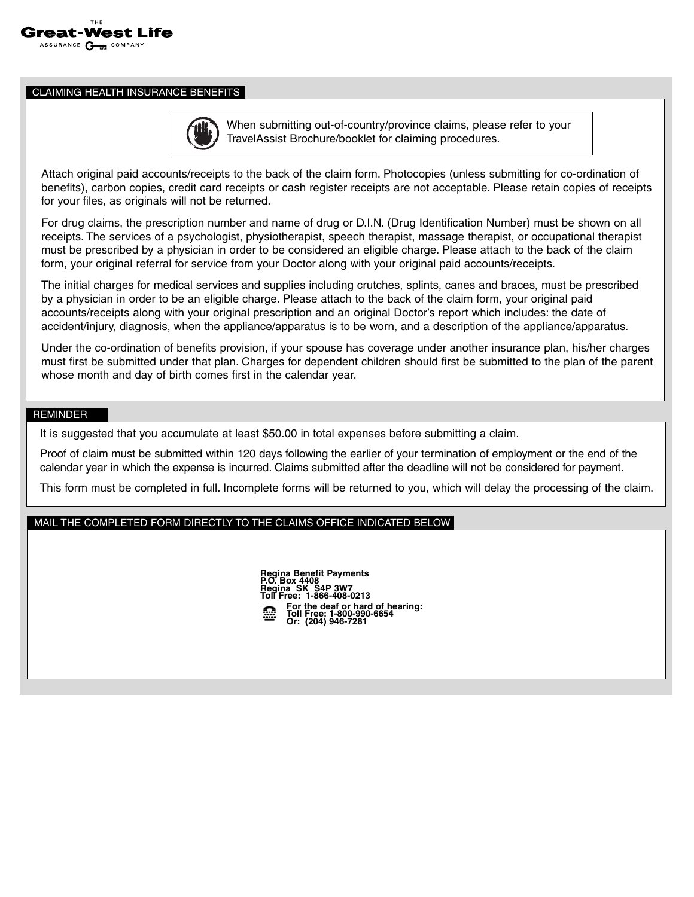**THE Great-West Life ASSURANCE COMPANY**

## CLAIMING HEALTH INSURANCE BENEFITS

When submitting out-of-country/province claims, please refer to your TravelAssist Brochure/booklet for claiming procedures.

Attach original paid accounts/receipts to the back of the claim form. Photocopies (unless submitting for co-ordination of benefits), carbon copies, credit card receipts or cash register receipts are not acceptable. Please retain copies of receipts for your files, as originals will not be returned.

For drug claims, the prescription number and name of drug or D.I.N. (Drug Identification Number) must be shown on all receipts. The services of a psychologist, physiotherapist, speech therapist, massage therapist, or occupational therapist must be prescribed by a physician in order to be considered an eligible charge. Please attach to the back of the claim form, your original referral for service from your Doctor along with your original paid accounts/receipts.

The initial charges for medical services and supplies including crutches, splints, canes and braces, must be prescribed by a physician in order to be an eligible charge. Please attach to the back of the claim form, your original paid accounts/receipts along with your original prescription and an original Doctor's report which includes: the date of accident/injury, diagnosis, when the appliance/apparatus is to be worn, and a description of the appliance/apparatus.

Under the co-ordination of benefits provision, if your spouse has coverage under another insurance plan, his/her charges must first be submitted under that plan. Charges for dependent children should first be submitted to the plan of the parent whose month and day of birth comes first in the calendar year.

## REMINDER

It is suggested that you accumulate at least $50.00 in total expenses before submitting a claim.

Proof of claim must be submitted within 120 days following the earlier of your termination of employment or the end of the calendar year in which the expense is incurred. Claims submitted after the deadline will not be considered for payment.

This form must be completed in full. Incomplete forms will be returned to you, which will delay the processing of the claim.

## MAIL THE COMPLETED FORM DIRECTLY TO THE CLAIMS OFFICE INDICATED BELOW

**Regina Benefit Payments**
**P.O. Box 4408**
**Regina SK S4P 3W7**
**Toll Free: 1-866-408-0213**

**For the deaf or hard of hearing:**
**Toll Free: 1-800-990-6654**
**Or: (204) 946-7281**